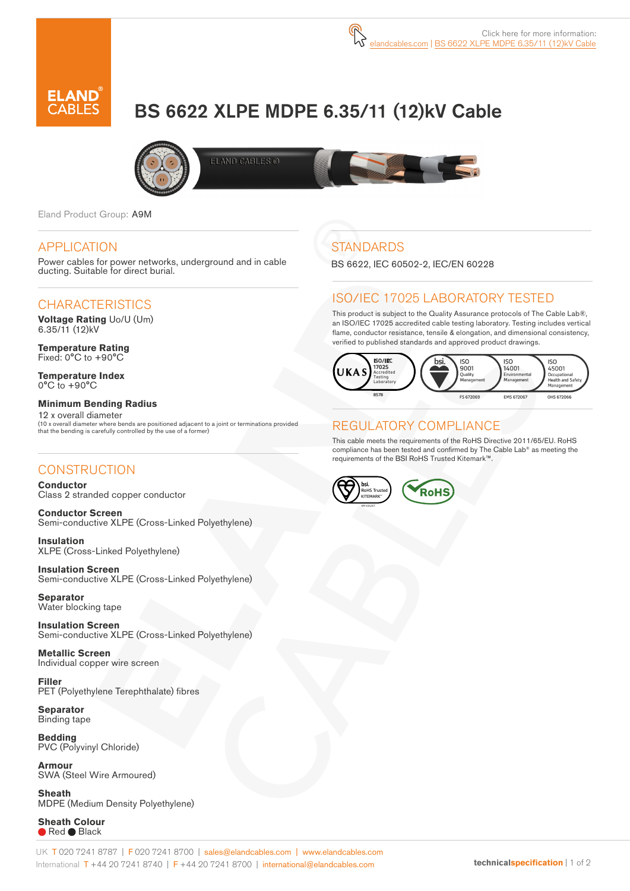Click here for more information: elandcables.com | BS 6622 XLPE MDPE 6.35/11 (12)kV Cable

# BS 6622 XLPE MDPE 6.35/11 (12)kV Cable

Eland Product Group: A9M

## APPLICATION

Power cables for power networks, underground and in cable ducting. Suitable for direct burial.

## CHARACTERISTICS

**Voltage Rating** Uo/U (Um)
6.35/11 (12)kV

**Temperature Rating**
Fixed: 0°C to +90°C

**Temperature Index**
0°C to +90°C

**Minimum Bending Radius**
12 x overall diameter
(10 x overall diameter where bends are positioned adjacent to a joint or terminations provided that the bending is carefully controlled by the use of a former)

## CONSTRUCTION

**Conductor**
Class 2 stranded copper conductor

**Conductor Screen**
Semi-conductive XLPE (Cross-Linked Polyethylene)

**Insulation**
XLPE (Cross-Linked Polyethylene)

**Insulation Screen**
Semi-conductive XLPE (Cross-Linked Polyethylene)

**Separator**
Water blocking tape

**Insulation Screen**
Semi-conductive XLPE (Cross-Linked Polyethylene)

**Metallic Screen**
Individual copper wire screen

**Filler**
PET (Polyethylene Terephthalate) fibres

**Separator**
Binding tape

**Bedding**
PVC (Polyvinyl Chloride)

**Armour**
SWA (Steel Wire Armoured)

**Sheath**
MDPE (Medium Density Polyethylene)

**Sheath Colour**
Red, Black

## STANDARDS

BS 6622, IEC 60502-2, IEC/EN 60228

## ISO/IEC 17025 LABORATORY TESTED

This product is subject to the Quality Assurance protocols of The Cable Lab®, an ISO/IEC 17025 accredited cable testing laboratory. Testing includes vertical flame, conductor resistance, tensile & elongation, and dimensional consistency, verified to published standards and approved product drawings.

UKAS ISO/IEC 17025 Accredited Testing Laboratory 8578 | bsi. ISO 9001 Quality Management FS 672069 | ISO 14001 Environmental Management EMS 672067 | ISO 45001 Occupational Health and Safety Management OHS 672066

## REGULATORY COMPLIANCE

This cable meets the requirements of the RoHS Directive 2011/65/EU. RoHS compliance has been tested and confirmed by The Cable Lab® as meeting the requirements of the BSI RoHS Trusted Kitemark™.

bsi. RoHS Trusted KITEMARK™ | RoHS

UK T 020 7241 8787 | F 020 7241 8700 | sales@elandcables.com | www.elandcables.com
International T +44 20 7241 8740 | F +44 20 7241 8700 | international@elandcables.com

technicalspecification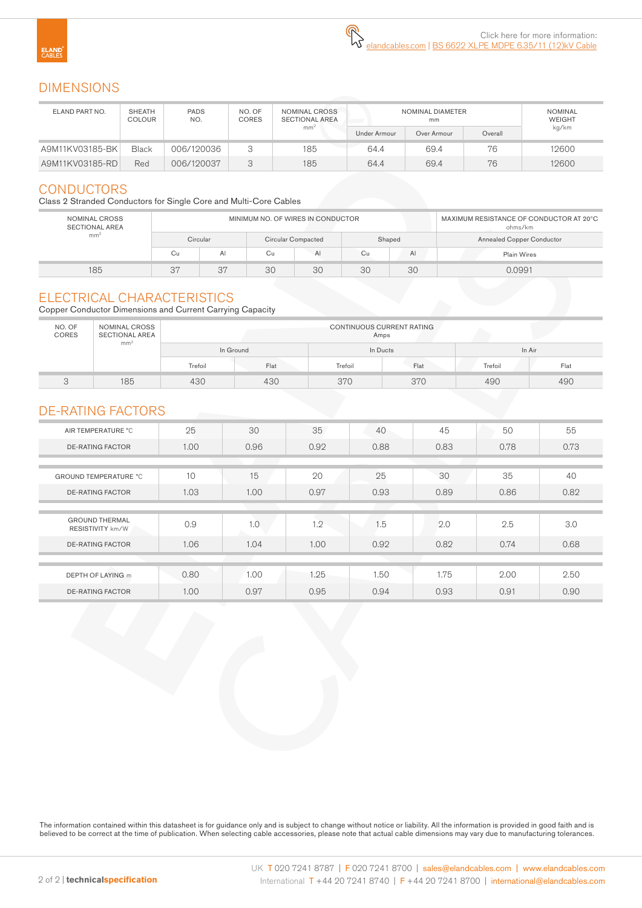Click here for more information: elandcables.com | BS 6622 XLPE MDPE 6.35/11 (12)kV Cable

## DIMENSIONS

| ELAND PART NO. | SHEATH COLOUR | PADS NO. | NO. OF CORES | NOMINAL CROSS SECTIONAL AREA mm² | NOMINAL DIAMETER mm | | | NOMINAL WEIGHT kg/km |
|---|---|---|---|---|---|---|---|---|
| | | | | | Under Armour | Over Armour | Overall | |
| A9M11KV03185-BK | Black | 006/120036 | 3 | 185 | 64.4 | 69.4 | 76 | 12600 |
| A9M11KV03185-RD | Red | 006/120037 | 3 | 185 | 64.4 | 69.4 | 76 | 12600 |

## CONDUCTORS

Class 2 Stranded Conductors for Single Core and Multi-Core Cables

| NOMINAL CROSS SECTIONAL AREA mm² | MINIMUM NO. OF WIRES IN CONDUCTOR | | | | | | MAXIMUM RESISTANCE OF CONDUCTOR AT 20°C ohms/km |
|---|---|---|---|---|---|---|---|
| | Circular | | Circular Compacted | | Shaped | | Annealed Copper Conductor |
| | Cu | Al | Cu | Al | Cu | Al | Plain Wires |
| 185 | 37 | 37 | 30 | 30 | 30 | 30 | 0.0991 |

## ELECTRICAL CHARACTERISTICS

Copper Conductor Dimensions and Current Carrying Capacity

| NO. OF CORES | NOMINAL CROSS SECTIONAL AREA mm² | CONTINUOUS CURRENT RATING Amps | | | | | |
|---|---|---|---|---|---|---|---|
| | | In Ground | | In Ducts | | In Air | |
| | | Trefoil | Flat | Trefoil | Flat | Trefoil | Flat |
| 3 | 185 | 430 | 430 | 370 | 370 | 490 | 490 |

## DE-RATING FACTORS

| AIR TEMPERATURE °C | 25 | 30 | 35 | 40 | 45 | 50 | 55 |
|---|---|---|---|---|---|---|---|
| DE-RATING FACTOR | 1.00 | 0.96 | 0.92 | 0.88 | 0.83 | 0.78 | 0.73 |

| GROUND TEMPERATURE °C | 10 | 15 | 20 | 25 | 30 | 35 | 40 |
|---|---|---|---|---|---|---|---|
| DE-RATING FACTOR | 1.03 | 1.00 | 0.97 | 0.93 | 0.89 | 0.86 | 0.82 |

| GROUND THERMAL RESISTIVITY km/W | 0.9 | 1.0 | 1.2 | 1.5 | 2.0 | 2.5 | 3.0 |
|---|---|---|---|---|---|---|---|
| DE-RATING FACTOR | 1.06 | 1.04 | 1.00 | 0.92 | 0.82 | 0.74 | 0.68 |

| DEPTH OF LAYING m | 0.80 | 1.00 | 1.25 | 1.50 | 1.75 | 2.00 | 2.50 |
|---|---|---|---|---|---|---|---|
| DE-RATING FACTOR | 1.00 | 0.97 | 0.95 | 0.94 | 0.93 | 0.91 | 0.90 |

The information contained within this datasheet is for guidance only and is subject to change without notice or liability. All the information is provided in good faith and is believed to be correct at the time of publication. When selecting cable accessories, please note that actual cable dimensions may vary due to manufacturing tolerances.

UK T 020 7241 8787 | F 020 7241 8700 | sales@elandcables.com | www.elandcables.com
International T +44 20 7241 8740 | F +44 20 7241 8700 | international@elandcables.com